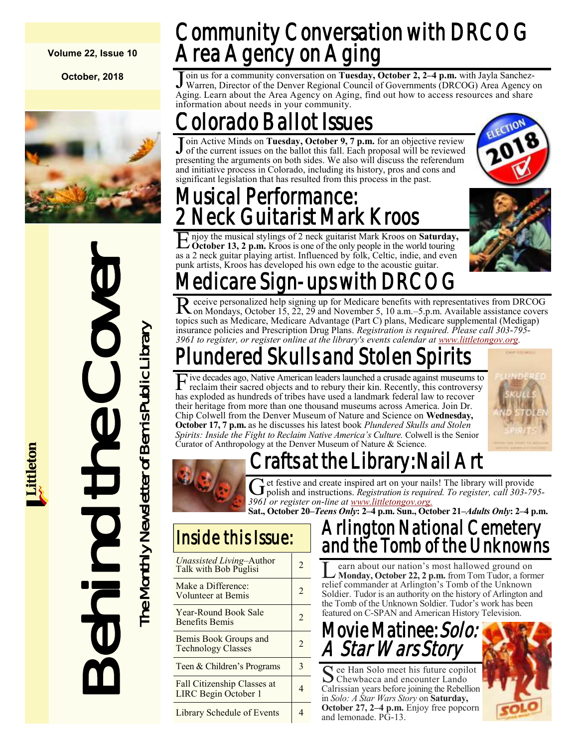Volume 22, Issue 10

October, 2018

# Behind the Cover

The Monthly Newsletter of Bemis Public Library

Littleton

## Community Conversation with DRCOG Area Agency on Aging

Join us for a community conversation on **Tuesday, October 2, 2–4 p.m.** with Jayla Sanchez-Warren, Director of the Denver Regional Council of Governments (DRCOG) Area Agency on Aging. Learn about the Area Agency on Aging, find out how to access resources and share information about needs in your community.

## Colorado Ballot Issues

Join Active Minds on **Tuesday, October 9, 7 p.m.** for an objective review of the current issues on the ballot this fall. Each proposal will be reviewed presenting the arguments on both sides. We also will discuss the referendum and initiative process in Colorado, including its history, pros and cons and significant legislation that has resulted from this process in the past.

## Musical Performance: 2 Neck Guitarist Mark Kroos

Enjoy the musical stylings of 2 neck guitarist Mark Kroos on **Saturday, October 13, 2 p.m.** Kroos is one of the only people in the world touring as a 2 neck guitar playing artist. Influenced by folk, Celtic, indie, and even punk artists, Kroos has developed his own edge to the acoustic guitar.

## Medicare Sign-ups with DRCOG

Receive personalized help signing up for Medicare benefits with representatives from DRCOG on Mondays, October 15, 22, 29 and November 5, 10 a.m.–5 p.m. Available assistance covers topics such as Medicare, Medicare Advantage (Part C) plans, Medicare supplemental (Medigap) insurance policies and Prescription Drug Plans. *Registration is required. Please call 303-795-3961 to register, or register online at the library's events calendar at www.littletongov.org.*

## Plundered Skulls and Stolen Spirits

Five decades ago, Native American leaders launched a crusade against museums to reclaim their sacred objects and to rebury their kin. Recently, this controversy has exploded as hundreds of tribes have used a landmark federal law to recover their heritage from more than one thousand museums across America. Join Dr. Chip Colwell from the Denver Museum of Nature and Science on **Wednesday, October 17, 7 p.m.** as he discusses his latest book *Plundered Skulls and Stolen Spirits: Inside the Fight to Reclaim Native America's Culture.* Colwell is the Senior Curator of Anthropology at the Denver Museum of Nature & Science.

## Crafts at the Library: Nail Art

Get festive and create inspired art on your nails! The library will provide polish and instructions. *Registration is required. To register, call 303-795-3961 or register on-line at www.littletongov.org.*

**Sat., October 20–*Teens Only*: 2–4 p.m. Sun., October 21–*Adults Only*: 2–4 p.m.**

## Inside this Issue:

| | |
|---|---|
| *Unassisted Living*–Author Talk with Bob Puglisi | 2 |
| Make a Difference: Volunteer at Bemis | 2 |
| Year-Round Book Sale Benefits Bemis | 2 |
| Bemis Book Groups and Technology Classes | 2 |
| Teen & Children's Programs | 3 |
| Fall Citizenship Classes at LIRC Begin October 1 | 4 |
| Library Schedule of Events | 4 |

## Arlington National Cemetery and the Tomb of the Unknowns

Learn about our nation's most hallowed ground on **Monday, October 22, 2 p.m.** from Tom Tudor, a former relief commander at Arlington's Tomb of the Unknown Soldier. Tudor is an authority on the history of Arlington and the Tomb of the Unknown Soldier. Tudor's work has been featured on C-SPAN and American History Television.

## Movie Matinee: *Solo: A Star Wars Story*

See Han Solo meet his future copilot Chewbacca and encounter Lando Calrissian years before joining the Rebellion in *Solo: A Star Wars Story* on **Saturday, October 27, 2–4 p.m.** Enjoy free popcorn and lemonade. PG-13.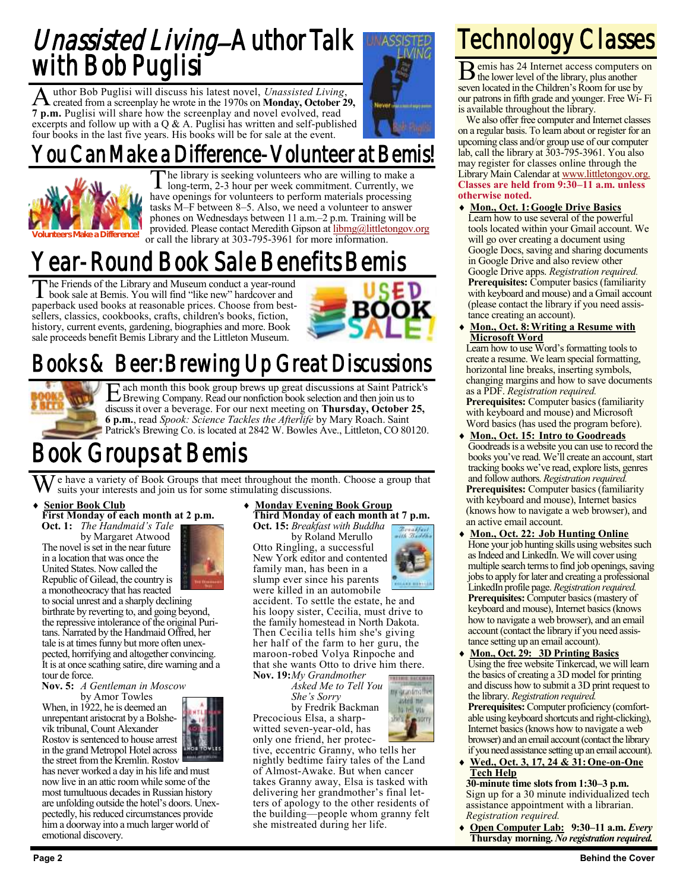# *Unassisted Living*—Author Talk with Bob Puglisi

Author Bob Puglisi will discuss his latest novel, *Unassisted Living*, created from a screenplay he wrote in the 1970s on **Monday, October 29, 7 p.m.** Puglisi will share how the screenplay and novel evolved, read excerpts and follow up with a Q & A. Puglisi has written and self-published four books in the last five years. His books will be for sale at the event.

# You Can Make a Difference- Volunteer at Bemis!

Volunteers Make a Difference!

The library is seeking volunteers who are willing to make a long-term, 2-3 hour per week commitment. Currently, we have openings for volunteers to perform materials processing tasks M–F between 8–5. Also, we need a volunteer to answer phones on Wednesdays between 11 a.m.–2 p.m. Training will be provided. Please contact Meredith Gipson at libmg@littletongov.org or call the library at 303-795-3961 for more information.

# Year-Round Book Sale Benefits Bemis

The Friends of the Library and Museum conduct a year-round book sale at Bemis. You will find "like new" hardcover and paperback used books at reasonable prices. Choose from best-sellers, classics, cookbooks, crafts, children's books, fiction, history, current events, gardening, biographies and more. Book sale proceeds benefit Bemis Library and the Littleton Museum.

# Books & Beer: Brewing Up Great Discussions

Each month this book group brews up great discussions at Saint Patrick's Brewing Company. Read our nonfiction book selection and then join us to discuss it over a beverage. For our next meeting on **Thursday, October 25, 6 p.m.**, read *Spook: Science Tackles the Afterlife* by Mary Roach. Saint Patrick's Brewing Co. is located at 2842 W. Bowles Ave., Littleton, CO 80120.

# Book Groups at Bemis

We have a variety of Book Groups that meet throughout the month. Choose a group that suits your interests and join us for some stimulating discussions.

- **Senior Book Club**
  **First Monday of each month at 2 p.m.**

  **Oct. 1:** *The Handmaid's Tale* by Margaret Atwood

  The novel is set in the near future in a location that was once the United States. Now called the Republic of Gilead, the country is a monotheocracy that has reacted to social unrest and a sharply declining birthrate by reverting to, and going beyond, the repressive intolerance of the original Puritans. Narrated by the Handmaid Offred, her tale is at times funny but more often unexpected, horrifying and altogether convincing. It is at once scathing satire, dire warning and a tour de force.

  **Nov. 5:** *A Gentleman in Moscow* by Amor Towles

  When, in 1922, he is deemed an unrepentant aristocrat by a Bolshevik tribunal, Count Alexander Rostov is sentenced to house arrest in the grand Metropol Hotel across the street from the Kremlin. Rostov has never worked a day in his life and must now live in an attic room while some of the most tumultuous decades in Russian history are unfolding outside the hotel's doors. Unexpectedly, his reduced circumstances provide him a doorway into a much larger world of emotional discovery.

- **Monday Evening Book Group**
  **Third Monday of each month at 7 p.m.**

  **Oct. 15:** *Breakfast with Buddha* by Roland Merullo

  Otto Ringling, a successful New York editor and contented family man, has been in a slump ever since his parents were killed in an automobile accident. To settle the estate, he and his loopy sister, Cecilia, must drive to the family homestead in North Dakota. Then Cecilia tells him she's giving her half of the farm to her guru, the maroon-robed Volya Rinpoche and that she wants Otto to drive him there.

  **Nov. 19:** *My Grandmother Asked Me to Tell You She's Sorry* by Fredrik Backman

  Precocious Elsa, a sharp-witted seven-year-old, has only one friend, her protective, eccentric Granny, who tells her nightly bedtime fairy tales of the Land of Almost-Awake. But when cancer takes Granny away, Elsa is tasked with delivering her grandmother's final letters of apology to the other residents of the building—people whom granny felt she mistreated during her life.

# Technology Classes

Bemis has 24 Internet access computers on the lower level of the library, plus another seven located in the Children's Room for use by our patrons in fifth grade and younger. Free Wi- Fi is available throughout the library.

We also offer free computer and Internet classes on a regular basis. To learn about or register for an upcoming class and/or group use of our computer lab, call the library at 303-795-3961. You also may register for classes online through the Library Main Calendar at www.littletongov.org. **Classes are held from 9:30–11 a.m. unless otherwise noted.**

- **Mon., Oct. 1: Google Drive Basics**
  Learn how to use several of the powerful tools located within your Gmail account. We will go over creating a document using Google Docs, saving and sharing documents in Google Drive and also review other Google Drive apps. *Registration required.*
  **Prerequisites:** Computer basics (familiarity with keyboard and mouse) and a Gmail account (please contact the library if you need assistance creating an account).
- **Mon., Oct. 8: Writing a Resume with Microsoft Word**
  Learn how to use Word's formatting tools to create a resume. We learn special formatting, horizontal line breaks, inserting symbols, changing margins and how to save documents as a PDF. *Registration required.*
  **Prerequisites:** Computer basics (familiarity with keyboard and mouse) and Microsoft Word basics (has used the program before).
- **Mon., Oct. 15: Intro to Goodreads**
  Goodreads is a website you can use to record the books you've read. We'll create an account, start tracking books we've read, explore lists, genres and follow authors. *Registration required.*
  **Prerequisites:** Computer basics (familiarity with keyboard and mouse), Internet basics (knows how to navigate a web browser), and an active email account.
- **Mon., Oct. 22: Job Hunting Online**
  Hone your job hunting skills using websites such as Indeed and LinkedIn. We will cover using multiple search terms to find job openings, saving jobs to apply for later and creating a professional LinkedIn profile page. *Registration required.*
  **Prerequisites:** Computer basics (mastery of keyboard and mouse), Internet basics (knows how to navigate a web browser), and an email account (contact the library if you need assistance setting up an email account).
- **Mon., Oct. 29: 3D Printing Basics**
  Using the free website Tinkercad, we will learn the basics of creating a 3D model for printing and discuss how to submit a 3D print request to the library. *Registration required.*
  **Prerequisites:** Computer proficiency (comfortable using keyboard shortcuts and right-clicking), Internet basics (knows how to navigate a web browser) and an email account (contact the library if you need assistance setting up an email account).
- **Wed., Oct. 3, 17, 24 & 31: One-on-One Tech Help**
  **30-minute time slots from 1:30–3 p.m.**
  Sign up for a 30 minute individualized tech assistance appointment with a librarian. *Registration required.*
- **Open Computer Lab: 9:30–11 a.m.** ***Every*** **Thursday morning.** ***No registration required.***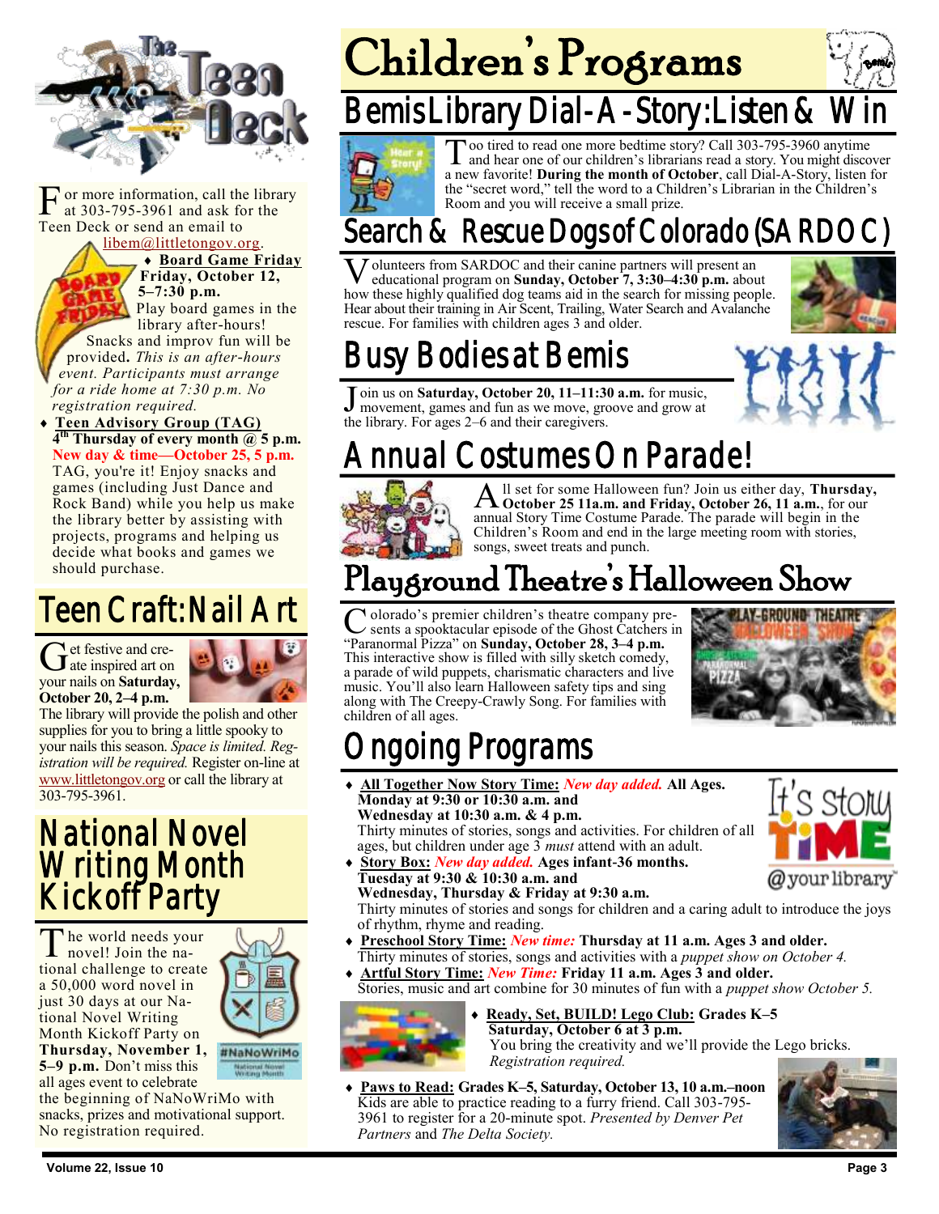# The Teen Deck

For more information, call the library at 303-795-3961 and ask for the Teen Deck or send an email to libem@littletongov.org.

- **Board Game Friday**
  **Friday, October 12, 5–7:30 p.m.**
  Play board games in the library after-hours! Snacks and improv fun will be provided**.** *This is an after-hours event. Participants must arrange for a ride home at 7:30 p.m. No registration required.*
- **Teen Advisory Group (TAG)**
  **4th Thursday of every month @ 5 p.m.**
  **New day & time—October 25, 5 p.m.**
  TAG, you're it! Enjoy snacks and games (including Just Dance and Rock Band) while you help us make the library better by assisting with projects, programs and helping us decide what books and games we should purchase.

## Teen Craft: Nail Art

Get festive and create inspired art on your nails on **Saturday, October 20, 2–4 p.m.** The library will provide the polish and other supplies for you to bring a little spooky to your nails this season. *Space is limited. Registration will be required.* Register on-line at www.littletongov.org or call the library at 303-795-3961.

## National Novel Writing Month Kickoff Party

The world needs your novel! Join the national challenge to create a 50,000 word novel in just 30 days at our National Novel Writing Month Kickoff Party on **Thursday, November 1, 5–9 p.m.** Don't miss this all ages event to celebrate the beginning of NaNoWriMo with snacks, prizes and motivational support. No registration required.

# Children's Programs

## Bemis Library Dial-A-Story: Listen & Win

Too tired to read one more bedtime story? Call 303-795-3960 anytime and hear one of our children's librarians read a story. You might discover a new favorite! **During the month of October**, call Dial-A-Story, listen for the "secret word," tell the word to a Children's Librarian in the Children's Room and you will receive a small prize.

## Search & Rescue Dogs of Colorado (SARDOC)

Volunteers from SARDOC and their canine partners will present an educational program on **Sunday, October 7, 3:30–4:30 p.m.** about how these highly qualified dog teams aid in the search for missing people. Hear about their training in Air Scent, Trailing, Water Search and Avalanche rescue. For families with children ages 3 and older.

## Busy Bodies at Bemis

Join us on **Saturday, October 20, 11–11:30 a.m.** for music, movement, games and fun as we move, groove and grow at the library. For ages 2–6 and their caregivers.

## Annual Costumes On Parade!

All set for some Halloween fun? Join us either day, **Thursday, October 25 11a.m. and Friday, October 26, 11 a.m.**, for our annual Story Time Costume Parade. The parade will begin in the Children's Room and end in the large meeting room with stories, songs, sweet treats and punch.

## Playground Theatre's Halloween Show

Colorado's premier children's theatre company presents a spooktacular episode of the Ghost Catchers in "Paranormal Pizza" on **Sunday, October 28, 3–4 p.m.** This interactive show is filled with silly sketch comedy, a parade of wild puppets, charismatic characters and live music. You'll also learn Halloween safety tips and sing along with The Creepy-Crawly Song. For families with children of all ages.

## Ongoing Programs

- **All Together Now Story Time:** *New day added.* **All Ages.**
  **Monday at 9:30 or 10:30 a.m. and Wednesday at 10:30 a.m. & 4 p.m.**
  Thirty minutes of stories, songs and activities. For children of all ages, but children under age 3 *must* attend with an adult.
- **Story Box:** *New day added.* **Ages infant-36 months.**
  **Tuesday at 9:30 & 10:30 a.m. and Wednesday, Thursday & Friday at 9:30 a.m.**
  Thirty minutes of stories and songs for children and a caring adult to introduce the joys of rhythm, rhyme and reading.
- **Preschool Story Time:** *New time:* **Thursday at 11 a.m. Ages 3 and older.**
  Thirty minutes of stories, songs and activities with a *puppet show on October 4.*
- **Artful Story Time:** *New Time:* **Friday 11 a.m. Ages 3 and older.**
  Stories, music and art combine for 30 minutes of fun with a *puppet show October 5.*
- **Ready, Set, BUILD! Lego Club:** **Grades K–5**
  **Saturday, October 6 at 3 p.m.**
  You bring the creativity and we'll provide the Lego bricks. *Registration required.*
- **Paws to Read:** **Grades K–5, Saturday, October 13, 10 a.m.–noon**
  Kids are able to practice reading to a furry friend. Call 303-795-3961 to register for a 20-minute spot. *Presented by Denver Pet Partners* and *The Delta Society.*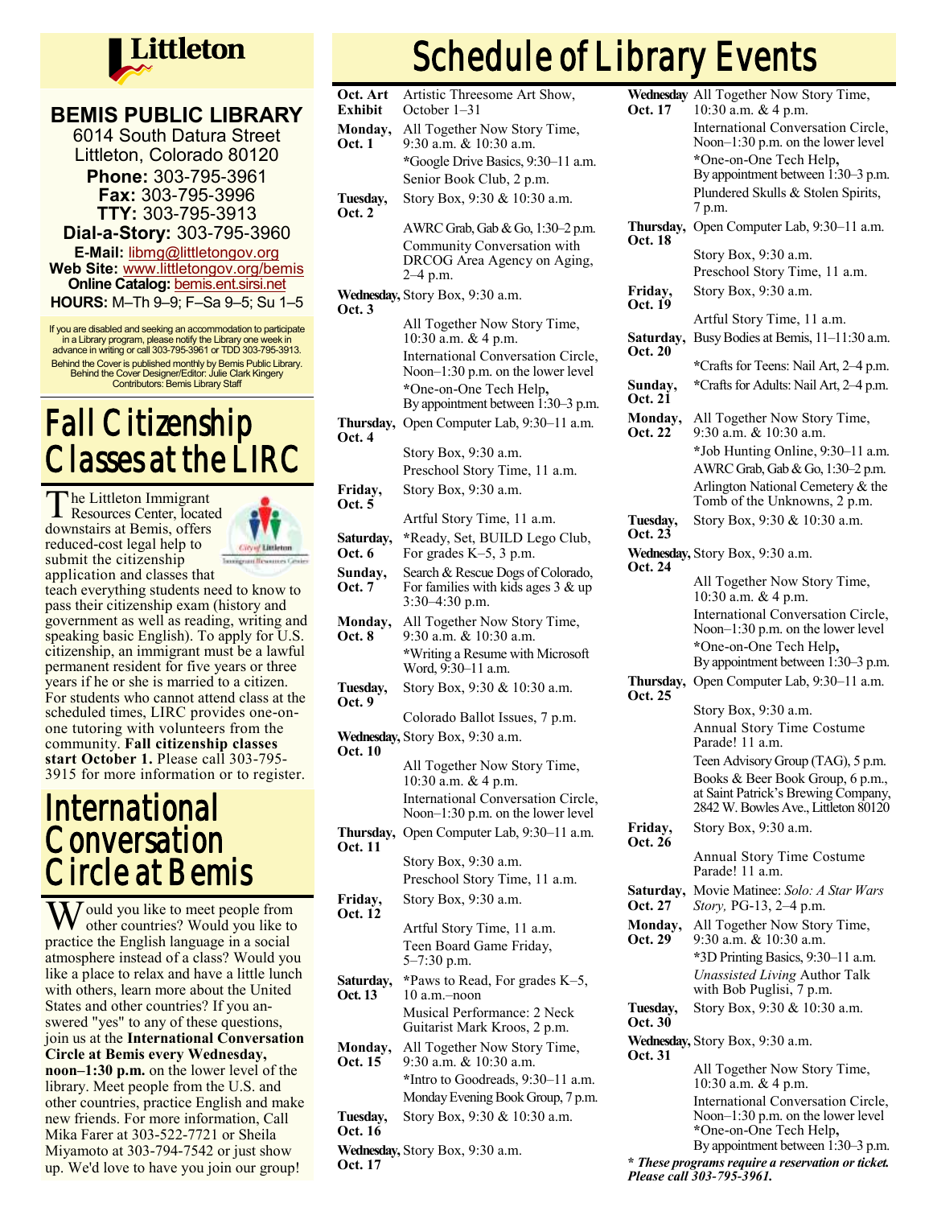Littleton

# BEMIS PUBLIC LIBRARY

6014 South Datura Street
Littleton, Colorado 80120

**Phone:** 303-795-3961
**Fax:** 303-795-3996
**TTY:** 303-795-3913
**Dial-a-Story:** 303-795-3960
**E-Mail:** libmg@littletongov.org
**Web Site:** www.littletongov.org/bemis
**Online Catalog:** bemis.ent.sirsi.net
**HOURS:** M–Th 9–9; F–Sa 9–5; Su 1–5

If you are disabled and seeking an accommodation to participate in a Library program, please notify the Library one week in advance in writing or call 303-795-3961 or TDD 303-795-3913.

Behind the Cover is published monthly by Bemis Public Library. Behind the Cover Designer/Editor: Julie Clark Kingery Contributors: Bemis Library Staff

## Fall Citizenship Classes at the LIRC

The Littleton Immigrant Resources Center, located downstairs at Bemis, offers reduced-cost legal help to submit the citizenship application and classes that teach everything students need to know to pass their citizenship exam (history and government as well as reading, writing and speaking basic English). To apply for U.S. citizenship, an immigrant must be a lawful permanent resident for five years or three years if he or she is married to a citizen. For students who cannot attend class at the scheduled times, LIRC provides one-on-one tutoring with volunteers from the community. **Fall citizenship classes start October 1.** Please call 303-795-3915 for more information or to register.

## International Conversation Circle at Bemis

Would you like to meet people from other countries? Would you like to practice the English language in a social atmosphere instead of a class? Would you like a place to relax and have a little lunch with others, learn more about the United States and other countries? If you answered "yes" to any of these questions, join us at the **International Conversation Circle at Bemis every Wednesday, noon–1:30 p.m.** on the lower level of the library. Meet people from the U.S. and other countries, practice English and make new friends. For more information, Call Mika Farer at 303-522-7721 or Sheila Miyamoto at 303-794-7542 or just show up. We'd love to have you join our group!

# Schedule of Library Events

**Oct. Art Exhibit** — Artistic Threesome Art Show, October 1–31

**Monday, Oct. 1**
- All Together Now Story Time, 9:30 a.m. & 10:30 a.m.
- *Google Drive Basics, 9:30–11 a.m.
- Senior Book Club, 2 p.m.

**Tuesday, Oct. 2**
- Story Box, 9:30 & 10:30 a.m.
- AWRC Grab, Gab & Go, 1:30–2 p.m.
- Community Conversation with DRCOG Area Agency on Aging, 2–4 p.m.

**Wednesday, Oct. 3**
- Story Box, 9:30 a.m.
- All Together Now Story Time, 10:30 a.m. & 4 p.m.
- International Conversation Circle, Noon–1:30 p.m. on the lower level
- *One-on-One Tech Help, By appointment between 1:30–3 p.m.

**Thursday, Oct. 4**
- Open Computer Lab, 9:30–11 a.m.
- Story Box, 9:30 a.m.
- Preschool Story Time, 11 a.m.

**Friday, Oct. 5**
- Story Box, 9:30 a.m.
- Artful Story Time, 11 a.m.

**Saturday, Oct. 6**
- *Ready, Set, BUILD Lego Club, For grades K–5, 3 p.m.

**Sunday, Oct. 7**
- Search & Rescue Dogs of Colorado, For families with kids ages 3 & up 3:30–4:30 p.m.

**Monday, Oct. 8**
- All Together Now Story Time, 9:30 a.m. & 10:30 a.m.
- *Writing a Resume with Microsoft Word, 9:30–11 a.m.

**Tuesday, Oct. 9**
- Story Box, 9:30 & 10:30 a.m.
- Colorado Ballot Issues, 7 p.m.

**Wednesday, Oct. 10**
- Story Box, 9:30 a.m.
- All Together Now Story Time, 10:30 a.m. & 4 p.m.
- International Conversation Circle, Noon–1:30 p.m. on the lower level

**Thursday, Oct. 11**
- Open Computer Lab, 9:30–11 a.m.
- Story Box, 9:30 a.m.
- Preschool Story Time, 11 a.m.

**Friday, Oct. 12**
- Story Box, 9:30 a.m.
- Artful Story Time, 11 a.m.
- Teen Board Game Friday, 5–7:30 p.m.

**Saturday, Oct. 13**
- *Paws to Read, For grades K–5, 10 a.m.–noon
- Musical Performance: 2 Neck Guitarist Mark Kroos, 2 p.m.

**Monday, Oct. 15**
- All Together Now Story Time, 9:30 a.m. & 10:30 a.m.
- *Intro to Goodreads, 9:30–11 a.m.
- Monday Evening Book Group, 7 p.m.

**Tuesday, Oct. 16**
- Story Box, 9:30 & 10:30 a.m.

**Wednesday, Oct. 17**
- Story Box, 9:30 a.m.
- All Together Now Story Time, 10:30 a.m. & 4 p.m.
- International Conversation Circle, Noon–1:30 p.m. on the lower level
- *One-on-One Tech Help, By appointment between 1:30–3 p.m.
- Plundered Skulls & Stolen Spirits, 7 p.m.

**Thursday, Oct. 18**
- Open Computer Lab, 9:30–11 a.m.
- Story Box, 9:30 a.m.
- Preschool Story Time, 11 a.m.

**Friday, Oct. 19**
- Story Box, 9:30 a.m.
- Artful Story Time, 11 a.m.

**Saturday, Oct. 20**
- Busy Bodies at Bemis, 11–11:30 a.m.
- *Crafts for Teens: Nail Art, 2–4 p.m.

**Sunday, Oct. 21**
- *Crafts for Adults: Nail Art, 2–4 p.m.

**Monday, Oct. 22**
- All Together Now Story Time, 9:30 a.m. & 10:30 a.m.
- *Job Hunting Online, 9:30–11 a.m.
- AWRC Grab, Gab & Go, 1:30–2 p.m.
- Arlington National Cemetery & the Tomb of the Unknowns, 2 p.m.

**Tuesday, Oct. 23**
- Story Box, 9:30 & 10:30 a.m.

**Wednesday, Oct. 24**
- Story Box, 9:30 a.m.
- All Together Now Story Time, 10:30 a.m. & 4 p.m.
- International Conversation Circle, Noon–1:30 p.m. on the lower level
- *One-on-One Tech Help, By appointment between 1:30–3 p.m.

**Thursday, Oct. 25**
- Open Computer Lab, 9:30–11 a.m.
- Story Box, 9:30 a.m.
- Annual Story Time Costume Parade! 11 a.m.
- Teen Advisory Group (TAG), 5 p.m.
- Books & Beer Book Group, 6 p.m., at Saint Patrick's Brewing Company, 2842 W. Bowles Ave., Littleton 80120

**Friday, Oct. 26**
- Story Box, 9:30 a.m.
- Annual Story Time Costume Parade! 11 a.m.

**Saturday, Oct. 27**
- Movie Matinee: *Solo: A Star Wars Story,* PG-13, 2–4 p.m.

**Monday, Oct. 29**
- All Together Now Story Time, 9:30 a.m. & 10:30 a.m.
- *3D Printing Basics, 9:30–11 a.m.
- *Unassisted Living* Author Talk with Bob Puglisi, 7 p.m.

**Tuesday, Oct. 30**
- Story Box, 9:30 & 10:30 a.m.

**Wednesday, Oct. 31**
- Story Box, 9:30 a.m.
- All Together Now Story Time, 10:30 a.m. & 4 p.m.
- International Conversation Circle, Noon–1:30 p.m. on the lower level
- *One-on-One Tech Help, By appointment between 1:30–3 p.m.

***\* These programs require a reservation or ticket. Please call 303-795-3961.***